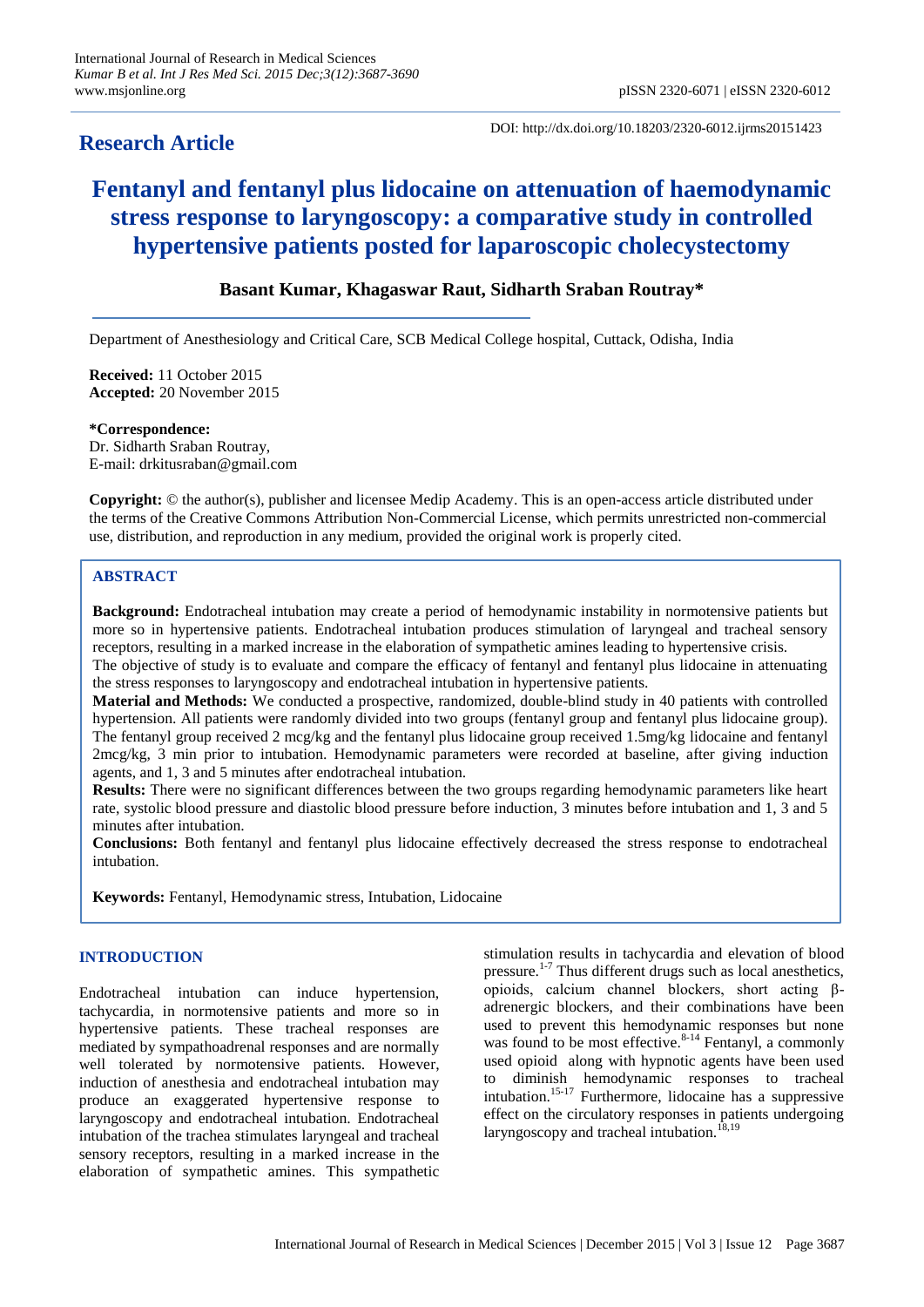**Research Article**

DOI: http://dx.doi.org/10.18203/2320-6012.ijrms20151423

# Fentanyl and fentanyl plus lidocaine on attenuation of haemodynamic stress response to laryngoscopy: a comparative study in controlled hypertensive patients posted for laparoscopic cholecystectomy

**Basant Kumar, Khagaswar Raut, Sidharth Sraban Routray***

Department of Anesthesiology and Critical Care, SCB Medical College hospital, Cuttack, Odisha, India

**Received:** 11 October 2015
**Accepted:** 20 November 2015

***Correspondence:**
Dr. Sidharth Sraban Routray,
E-mail: drkitusraban@gmail.com

**Copyright:** © the author(s), publisher and licensee Medip Academy. This is an open-access article distributed under the terms of the Creative Commons Attribution Non-Commercial License, which permits unrestricted non-commercial use, distribution, and reproduction in any medium, provided the original work is properly cited.

## ABSTRACT

**Background:** Endotracheal intubation may create a period of hemodynamic instability in normotensive patients but more so in hypertensive patients. Endotracheal intubation produces stimulation of laryngeal and tracheal sensory receptors, resulting in a marked increase in the elaboration of sympathetic amines leading to hypertensive crisis.

The objective of study is to evaluate and compare the efficacy of fentanyl and fentanyl plus lidocaine in attenuating the stress responses to laryngoscopy and endotracheal intubation in hypertensive patients.

**Material and Methods:** We conducted a prospective, randomized, double-blind study in 40 patients with controlled hypertension. All patients were randomly divided into two groups (fentanyl group and fentanyl plus lidocaine group). The fentanyl group received 2 mcg/kg and the fentanyl plus lidocaine group received 1.5mg/kg lidocaine and fentanyl 2mcg/kg, 3 min prior to intubation. Hemodynamic parameters were recorded at baseline, after giving induction agents, and 1, 3 and 5 minutes after endotracheal intubation.

**Results:** There were no significant differences between the two groups regarding hemodynamic parameters like heart rate, systolic blood pressure and diastolic blood pressure before induction, 3 minutes before intubation and 1, 3 and 5 minutes after intubation.

**Conclusions:** Both fentanyl and fentanyl plus lidocaine effectively decreased the stress response to endotracheal intubation.

**Keywords:** Fentanyl, Hemodynamic stress, Intubation, Lidocaine

## INTRODUCTION

Endotracheal intubation can induce hypertension, tachycardia, in normotensive patients and more so in hypertensive patients. These tracheal responses are mediated by sympathoadrenal responses and are normally well tolerated by normotensive patients. However, induction of anesthesia and endotracheal intubation may produce an exaggerated hypertensive response to laryngoscopy and endotracheal intubation. Endotracheal intubation of the trachea stimulates laryngeal and tracheal sensory receptors, resulting in a marked increase in the elaboration of sympathetic amines. This sympathetic stimulation results in tachycardia and elevation of blood pressure.[1-7] Thus different drugs such as local anesthetics, opioids, calcium channel blockers, short acting β-adrenergic blockers, and their combinations have been used to prevent this hemodynamic responses but none was found to be most effective.[8-14] Fentanyl, a commonly used opioid along with hypnotic agents have been used to diminish hemodynamic responses to tracheal intubation.[15-17] Furthermore, lidocaine has a suppressive effect on the circulatory responses in patients undergoing laryngoscopy and tracheal intubation.[18,19]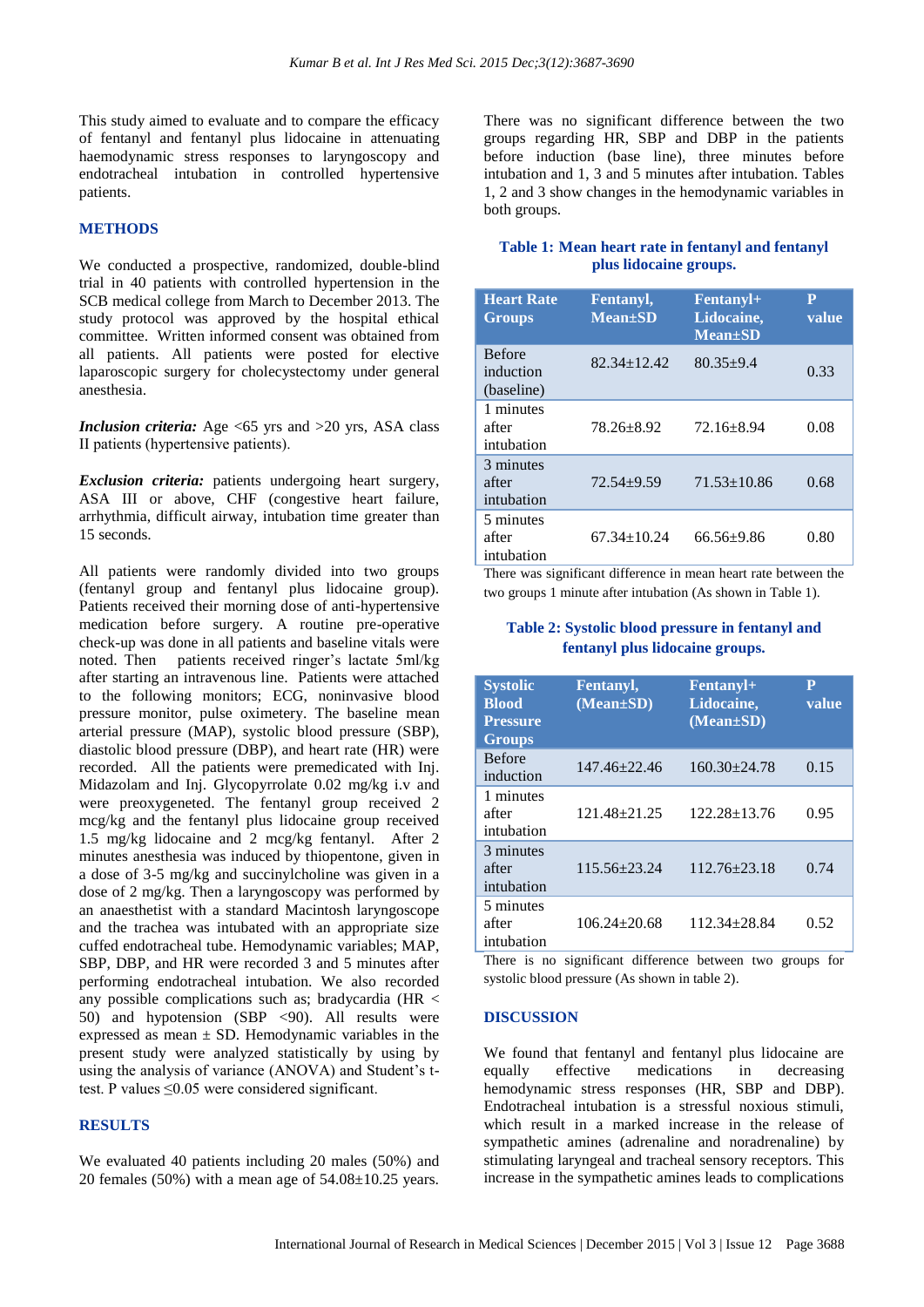This study aimed to evaluate and to compare the efficacy of fentanyl and fentanyl plus lidocaine in attenuating haemodynamic stress responses to laryngoscopy and endotracheal intubation in controlled hypertensive patients.

## METHODS

We conducted a prospective, randomized, double-blind trial in 40 patients with controlled hypertension in the SCB medical college from March to December 2013. The study protocol was approved by the hospital ethical committee. Written informed consent was obtained from all patients. All patients were posted for elective laparoscopic surgery for cholecystectomy under general anesthesia.

***Inclusion criteria:*** Age <65 yrs and >20 yrs, ASA class II patients (hypertensive patients).

***Exclusion criteria:*** patients undergoing heart surgery, ASA III or above, CHF (congestive heart failure, arrhythmia, difficult airway, intubation time greater than 15 seconds.

All patients were randomly divided into two groups (fentanyl group and fentanyl plus lidocaine group). Patients received their morning dose of anti-hypertensive medication before surgery. A routine pre-operative check-up was done in all patients and baseline vitals were noted. Then patients received ringer's lactate 5ml/kg after starting an intravenous line. Patients were attached to the following monitors; ECG, noninvasive blood pressure monitor, pulse oximetery. The baseline mean arterial pressure (MAP), systolic blood pressure (SBP), diastolic blood pressure (DBP), and heart rate (HR) were recorded. All the patients were premedicated with Inj. Midazolam and Inj. Glycopyrrolate 0.02 mg/kg i.v and were preoxygeneted. The fentanyl group received 2 mcg/kg and the fentanyl plus lidocaine group received 1.5 mg/kg lidocaine and 2 mcg/kg fentanyl. After 2 minutes anesthesia was induced by thiopentone, given in a dose of 3-5 mg/kg and succinylcholine was given in a dose of 2 mg/kg. Then a laryngoscopy was performed by an anaesthetist with a standard Macintosh laryngoscope and the trachea was intubated with an appropriate size cuffed endotracheal tube. Hemodynamic variables; MAP, SBP, DBP, and HR were recorded 3 and 5 minutes after performing endotracheal intubation. We also recorded any possible complications such as; bradycardia (HR < 50) and hypotension (SBP <90). All results were expressed as mean ± SD. Hemodynamic variables in the present study were analyzed statistically by using the analysis of variance (ANOVA) and Student's t-test. P values ≤0.05 were considered significant.

## RESULTS

We evaluated 40 patients including 20 males (50%) and 20 females (50%) with a mean age of 54.08±10.25 years.

There was no significant difference between the two groups regarding HR, SBP and DBP in the patients before induction (base line), three minutes before intubation and 1, 3 and 5 minutes after intubation. Tables 1, 2 and 3 show changes in the hemodynamic variables in both groups.

**Table 1: Mean heart rate in fentanyl and fentanyl plus lidocaine groups.**

| Heart Rate Groups | Fentanyl, Mean±SD | Fentanyl+ Lidocaine, Mean±SD | P value |
|---|---|---|---|
| Before induction (baseline) | 82.34±12.42 | 80.35±9.4 | 0.33 |
| 1 minutes after intubation | 78.26±8.92 | 72.16±8.94 | 0.08 |
| 3 minutes after intubation | 72.54±9.59 | 71.53±10.86 | 0.68 |
| 5 minutes after intubation | 67.34±10.24 | 66.56±9.86 | 0.80 |

There was significant difference in mean heart rate between the two groups 1 minute after intubation (As shown in Table 1).

**Table 2: Systolic blood pressure in fentanyl and fentanyl plus lidocaine groups.**

| Systolic Blood Pressure Groups | Fentanyl, (Mean±SD) | Fentanyl+ Lidocaine, (Mean±SD) | P value |
|---|---|---|---|
| Before induction | 147.46±22.46 | 160.30±24.78 | 0.15 |
| 1 minutes after intubation | 121.48±21.25 | 122.28±13.76 | 0.95 |
| 3 minutes after intubation | 115.56±23.24 | 112.76±23.18 | 0.74 |
| 5 minutes after intubation | 106.24±20.68 | 112.34±28.84 | 0.52 |

There is no significant difference between two groups for systolic blood pressure (As shown in table 2).

## DISCUSSION

We found that fentanyl and fentanyl plus lidocaine are equally effective medications in decreasing hemodynamic stress responses (HR, SBP and DBP). Endotracheal intubation is a stressful noxious stimuli, which result in a marked increase in the release of sympathetic amines (adrenaline and noradrenaline) by stimulating laryngeal and tracheal sensory receptors. This increase in the sympathetic amines leads to complications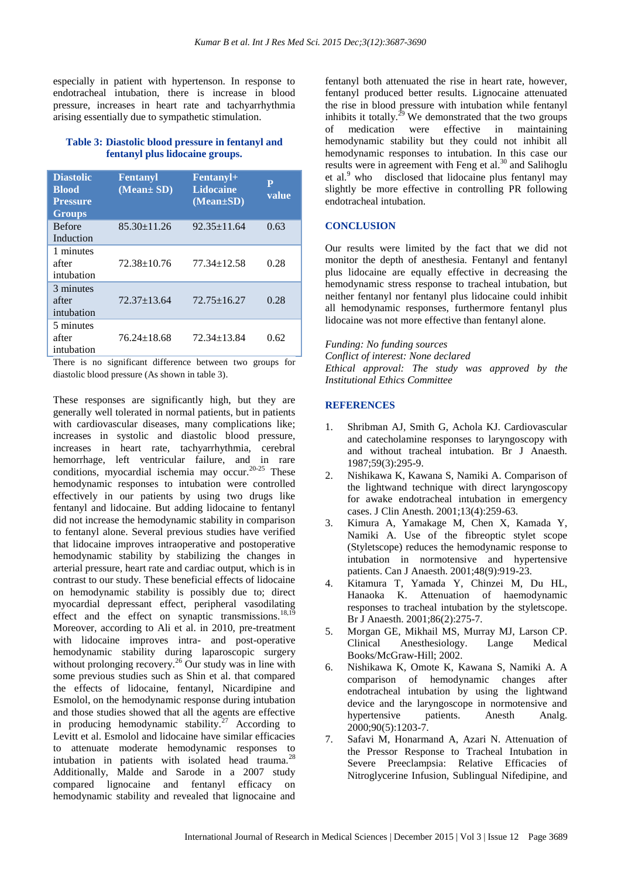especially in patient with hypertenson. In response to endotracheal intubation, there is increase in blood pressure, increases in heart rate and tachyarrhythmia arising essentially due to sympathetic stimulation.

**Table 3: Diastolic blood pressure in fentanyl and fentanyl plus lidocaine groups.**

| Diastolic Blood Pressure Groups | Fentanyl (Mean± SD) | Fentanyl+ Lidocaine (Mean±SD) | P value |
|---|---|---|---|
| Before Induction | 85.30±11.26 | 92.35±11.64 | 0.63 |
| 1 minutes after intubation | 72.38±10.76 | 77.34±12.58 | 0.28 |
| 3 minutes after intubation | 72.37±13.64 | 72.75±16.27 | 0.28 |
| 5 minutes after intubation | 76.24±18.68 | 72.34±13.84 | 0.62 |

There is no significant difference between two groups for diastolic blood pressure (As shown in table 3).

These responses are significantly high, but they are generally well tolerated in normal patients, but in patients with cardiovascular diseases, many complications like; increases in systolic and diastolic blood pressure, increases in heart rate, tachyarrhythmia, cerebral hemorrhage, left ventricular failure, and in rare conditions, myocardial ischemia may occur.[20-25] These hemodynamic responses to intubation were controlled effectively in our patients by using two drugs like fentanyl and lidocaine. But adding lidocaine to fentanyl did not increase the hemodynamic stability in comparison to fentanyl alone. Several previous studies have verified that lidocaine improves intraoperative and postoperative hemodynamic stability by stabilizing the changes in arterial pressure, heart rate and cardiac output, which is in contrast to our study. These beneficial effects of lidocaine on hemodynamic stability is possibly due to; direct myocardial depressant effect, peripheral vasodilating effect and the effect on synaptic transmissions.[18,19] Moreover, according to Ali et al. in 2010, pre-treatment with lidocaine improves intra- and post-operative hemodynamic stability during laparoscopic surgery without prolonging recovery.[26] Our study was in line with some previous studies such as Shin et al. that compared the effects of lidocaine, fentanyl, Nicardipine and Esmolol, on the hemodynamic response during intubation and those studies showed that all the agents are effective in producing hemodynamic stability.[27] According to Levitt et al. Esmolol and lidocaine have similar efficacies to attenuate moderate hemodynamic responses to intubation in patients with isolated head trauma.[28] Additionally, Malde and Sarode in a 2007 study compared lignocaine and fentanyl efficacy on hemodynamic stability and revealed that lignocaine and fentanyl both attenuated the rise in heart rate, however, fentanyl produced better results. Lignocaine attenuated the rise in blood pressure with intubation while fentanyl inhibits it totally.[29] We demonstrated that the two groups of medication were effective in maintaining hemodynamic stability but they could not inhibit all hemodynamic responses to intubation. In this case our results were in agreement with Feng et al.[30] and Salihoglu et al.[9] who disclosed that lidocaine plus fentanyl may slightly be more effective in controlling PR following endotracheal intubation.

## CONCLUSION

Our results were limited by the fact that we did not monitor the depth of anesthesia. Fentanyl and fentanyl plus lidocaine are equally effective in decreasing the hemodynamic stress response to tracheal intubation, but neither fentanyl nor fentanyl plus lidocaine could inhibit all hemodynamic responses, furthermore fentanyl plus lidocaine was not more effective than fentanyl alone.

*Funding: No funding sources*
*Conflict of interest: None declared*
*Ethical approval: The study was approved by the Institutional Ethics Committee*

## REFERENCES

1. Shribman AJ, Smith G, Achola KJ. Cardiovascular and catecholamine responses to laryngoscopy with and without tracheal intubation. Br J Anaesth. 1987;59(3):295-9.
2. Nishikawa K, Kawana S, Namiki A. Comparison of the lightwand technique with direct laryngoscopy for awake endotracheal intubation in emergency cases. J Clin Anesth. 2001;13(4):259-63.
3. Kimura A, Yamakage M, Chen X, Kamada Y, Namiki A. Use of the fibreoptic stylet scope (Styletscope) reduces the hemodynamic response to intubation in normotensive and hypertensive patients. Can J Anaesth. 2001;48(9):919-23.
4. Kitamura T, Yamada Y, Chinzei M, Du HL, Hanaoka K. Attenuation of haemodynamic responses to tracheal intubation by the styletscope. Br J Anaesth. 2001;86(2):275-7.
5. Morgan GE, Mikhail MS, Murray MJ, Larson CP. Clinical Anesthesiology. Lange Medical Books/McGraw-Hill; 2002.
6. Nishikawa K, Omote K, Kawana S, Namiki A. A comparison of hemodynamic changes after endotracheal intubation by using the lightwand device and the laryngoscope in normotensive and hypertensive patients. Anesth Analg. 2000;90(5):1203-7.
7. Safavi M, Honarmand A, Azari N. Attenuation of the Pressor Response to Tracheal Intubation in Severe Preeclampsia: Relative Efficacies of Nitroglycerine Infusion, Sublingual Nifedipine, and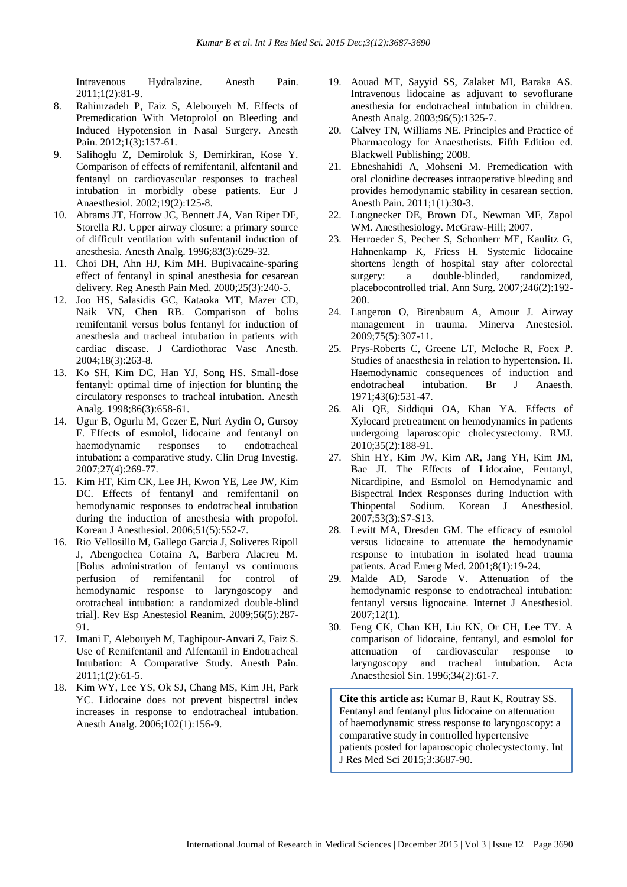Intravenous Hydralazine. Anesth Pain. 2011;1(2):81-9.

8. Rahimzadeh P, Faiz S, Alebouyeh M. Effects of Premedication With Metoprolol on Bleeding and Induced Hypotension in Nasal Surgery. Anesth Pain. 2012;1(3):157-61.
9. Salihoglu Z, Demiroluk S, Demirkiran, Kose Y. Comparison of effects of remifentanil, alfentanil and fentanyl on cardiovascular responses to tracheal intubation in morbidly obese patients. Eur J Anaesthesiol. 2002;19(2):125-8.
10. Abrams JT, Horrow JC, Bennett JA, Van Riper DF, Storella RJ. Upper airway closure: a primary source of difficult ventilation with sufentanil induction of anesthesia. Anesth Analg. 1996;83(3):629-32.
11. Choi DH, Ahn HJ, Kim MH. Bupivacaine-sparing effect of fentanyl in spinal anesthesia for cesarean delivery. Reg Anesth Pain Med. 2000;25(3):240-5.
12. Joo HS, Salasidis GC, Kataoka MT, Mazer CD, Naik VN, Chen RB. Comparison of bolus remifentanil versus bolus fentanyl for induction of anesthesia and tracheal intubation in patients with cardiac disease. J Cardiothorac Vasc Anesth. 2004;18(3):263-8.
13. Ko SH, Kim DC, Han YJ, Song HS. Small-dose fentanyl: optimal time of injection for blunting the circulatory responses to tracheal intubation. Anesth Analg. 1998;86(3):658-61.
14. Ugur B, Ogurlu M, Gezer E, Nuri Aydin O, Gursoy F. Effects of esmolol, lidocaine and fentanyl on haemodynamic responses to endotracheal intubation: a comparative study. Clin Drug Investig. 2007;27(4):269-77.
15. Kim HT, Kim CK, Lee JH, Kwon YE, Lee JW, Kim DC. Effects of fentanyl and remifentanil on hemodynamic responses to endotracheal intubation during the induction of anesthesia with propofol. Korean J Anesthesiol. 2006;51(5):552-7.
16. Rio Vellosillo M, Gallego Garcia J, Soliveres Ripoll J, Abengochea Cotaina A, Barbera Alacreu M. [Bolus administration of fentanyl vs continuous perfusion of remifentanil for control of hemodynamic response to laryngoscopy and orotracheal intubation: a randomized double-blind trial]. Rev Esp Anestesiol Reanim. 2009;56(5):287-91.
17. Imani F, Alebouyeh M, Taghipour-Anvari Z, Faiz S. Use of Remifentanil and Alfentanil in Endotracheal Intubation: A Comparative Study. Anesth Pain. 2011;1(2):61-5.
18. Kim WY, Lee YS, Ok SJ, Chang MS, Kim JH, Park YC. Lidocaine does not prevent bispectral index increases in response to endotracheal intubation. Anesth Analg. 2006;102(1):156-9.
19. Aouad MT, Sayyid SS, Zalaket MI, Baraka AS. Intravenous lidocaine as adjuvant to sevoflurane anesthesia for endotracheal intubation in children. Anesth Analg. 2003;96(5):1325-7.
20. Calvey TN, Williams NE. Principles and Practice of Pharmacology for Anaesthetists. Fifth Edition ed. Blackwell Publishing; 2008.
21. Ebneshahidi A, Mohseni M. Premedication with oral clonidine decreases intraoperative bleeding and provides hemodynamic stability in cesarean section. Anesth Pain. 2011;1(1):30-3.
22. Longnecker DE, Brown DL, Newman MF, Zapol WM. Anesthesiology. McGraw-Hill; 2007.
23. Herroeder S, Pecher S, Schonherr ME, Kaulitz G, Hahnenkamp K, Friess H. Systemic lidocaine shortens length of hospital stay after colorectal surgery: a double-blinded, randomized, placebocontrolled trial. Ann Surg. 2007;246(2):192-200.
24. Langeron O, Birenbaum A, Amour J. Airway management in trauma. Minerva Anestesiol. 2009;75(5):307-11.
25. Prys-Roberts C, Greene LT, Meloche R, Foex P. Studies of anaesthesia in relation to hypertension. II. Haemodynamic consequences of induction and endotracheal intubation. Br J Anaesth. 1971;43(6):531-47.
26. Ali QE, Siddiqui OA, Khan YA. Effects of Xylocard pretreatment on hemodynamics in patients undergoing laparoscopic cholecystectomy. RMJ. 2010;35(2):188-91.
27. Shin HY, Kim JW, Kim AR, Jang YH, Kim JM, Bae JI. The Effects of Lidocaine, Fentanyl, Nicardipine, and Esmolol on Hemodynamic and Bispectral Index Responses during Induction with Thiopental Sodium. Korean J Anesthesiol. 2007;53(3):S7-S13.
28. Levitt MA, Dresden GM. The efficacy of esmolol versus lidocaine to attenuate the hemodynamic response to intubation in isolated head trauma patients. Acad Emerg Med. 2001;8(1):19-24.
29. Malde AD, Sarode V. Attenuation of the hemodynamic response to endotracheal intubation: fentanyl versus lignocaine. Internet J Anesthesiol. 2007;12(1).
30. Feng CK, Chan KH, Liu KN, Or CH, Lee TY. A comparison of lidocaine, fentanyl, and esmolol for attenuation of cardiovascular response to laryngoscopy and tracheal intubation. Acta Anaesthesiol Sin. 1996;34(2):61-7.

**Cite this article as:** Kumar B, Raut K, Routray SS. Fentanyl and fentanyl plus lidocaine on attenuation of haemodynamic stress response to laryngoscopy: a comparative study in controlled hypertensive patients posted for laparoscopic cholecystectomy. Int J Res Med Sci 2015;3:3687-90.